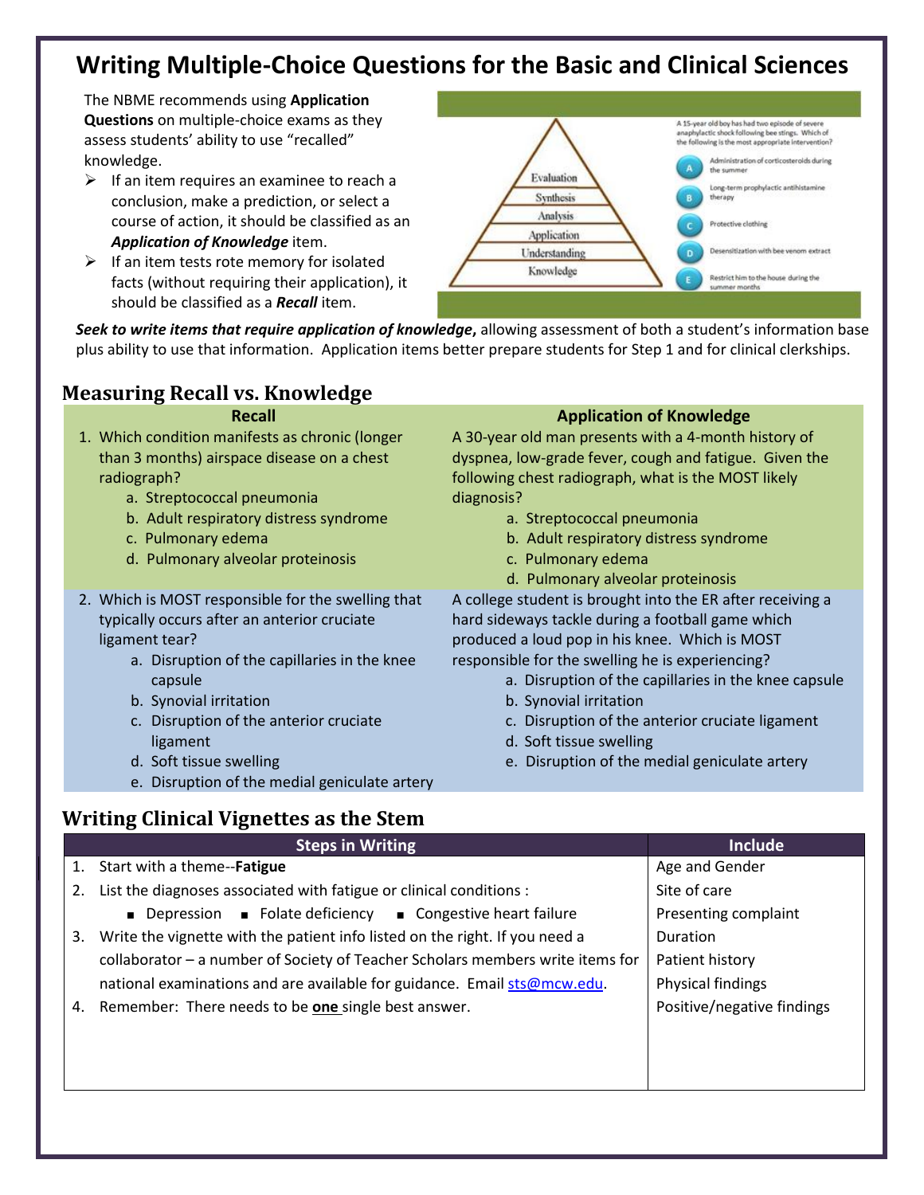# Writing Multiple-Choice Questions for the Basic and Clinical Sciences

The NBME recommends using **Application Questions** on multiple-choice exams as they assess students' ability to use "recalled" knowledge.

- If an item requires an examinee to reach a conclusion, make a prediction, or select a course of action, it should be classified as an ***Application of Knowledge*** item.
- If an item tests rote memory for isolated facts (without requiring their application), it should be classified as a ***Recall*** item.

Evaluation
Synthesis
Analysis
Application
Understanding
Knowledge

A 15-year old boy has had two episode of severe anaphylactic shock following bee stings. Which of the following is the most appropriate intervention?

- A. Administration of corticosteroids during the summer
- B. Long-term prophylactic antihistamine therapy
- C. Protective clothing
- D. Desensitization with bee venom extract
- E. Restrict him to the house during the summer months

***Seek to write items that require application of knowledge,*** allowing assessment of both a student's information base plus ability to use that information. Application items better prepare students for Step 1 and for clinical clerkships.

## Measuring Recall vs. Knowledge

| Recall | Application of Knowledge |
|---|---|
| 1. Which condition manifests as chronic (longer than 3 months) airspace disease on a chest radiograph?<br>a. Streptococcal pneumonia<br>b. Adult respiratory distress syndrome<br>c. Pulmonary edema<br>d. Pulmonary alveolar proteinosis | A 30-year old man presents with a 4-month history of dyspnea, low-grade fever, cough and fatigue. Given the following chest radiograph, what is the MOST likely diagnosis?<br>a. Streptococcal pneumonia<br>b. Adult respiratory distress syndrome<br>c. Pulmonary edema<br>d. Pulmonary alveolar proteinosis |
| 2. Which is MOST responsible for the swelling that typically occurs after an anterior cruciate ligament tear?<br>a. Disruption of the capillaries in the knee capsule<br>b. Synovial irritation<br>c. Disruption of the anterior cruciate ligament<br>d. Soft tissue swelling<br>e. Disruption of the medial geniculate artery | A college student is brought into the ER after receiving a hard sideways tackle during a football game which produced a loud pop in his knee. Which is MOST responsible for the swelling he is experiencing?<br>a. Disruption of the capillaries in the knee capsule<br>b. Synovial irritation<br>c. Disruption of the anterior cruciate ligament<br>d. Soft tissue swelling<br>e. Disruption of the medial geniculate artery |

## Writing Clinical Vignettes as the Stem

| Steps in Writing | Include |
|---|---|
| 1. Start with a theme--**Fatigue** | Age and Gender |
| 2. List the diagnoses associated with fatigue or clinical conditions :<br>▪ Depression ▪ Folate deficiency ▪ Congestive heart failure | Site of care<br>Presenting complaint |
| 3. Write the vignette with the patient info listed on the right. If you need a collaborator – a number of Society of Teacher Scholars members write items for national examinations and are available for guidance. Email sts@mcw.edu. | Duration<br>Patient history<br>Physical findings |
| 4. Remember: There needs to be **one** single best answer. | Positive/negative findings |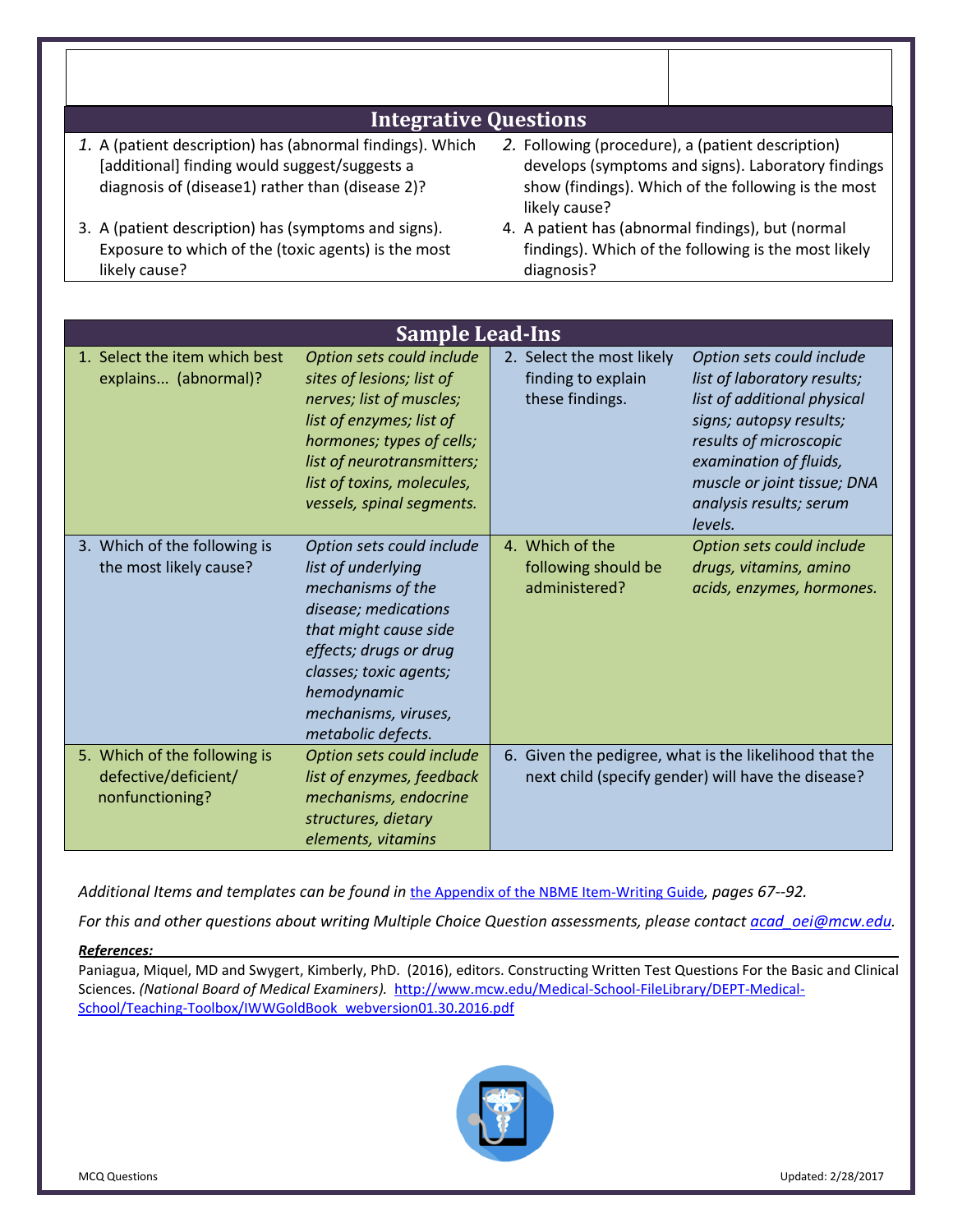## Integrative Questions

1. A (patient description) has (abnormal findings). Which [additional] finding would suggest/suggests a diagnosis of (disease1) rather than (disease 2)?
2. Following (procedure), a (patient description) develops (symptoms and signs). Laboratory findings show (findings). Which of the following is the most likely cause?
3. A (patient description) has (symptoms and signs). Exposure to which of the (toxic agents) is the most likely cause?
4. A patient has (abnormal findings), but (normal findings). Which of the following is the most likely diagnosis?

## Sample Lead-Ins

| | | | |
|---|---|---|---|
| 1. Select the item which best explains... (abnormal)? | *Option sets could include sites of lesions; list of nerves; list of muscles; list of enzymes; list of hormones; types of cells; list of neurotransmitters; list of toxins, molecules, vessels, spinal segments.* | 2. Select the most likely finding to explain these findings. | *Option sets could include list of laboratory results; list of additional physical signs; autopsy results; results of microscopic examination of fluids, muscle or joint tissue; DNA analysis results; serum levels.* |
| 3. Which of the following is the most likely cause? | *Option sets could include list of underlying mechanisms of the disease; medications that might cause side effects; drugs or drug classes; toxic agents; hemodynamic mechanisms, viruses, metabolic defects.* | 4. Which of the following should be administered? | *Option sets could include drugs, vitamins, amino acids, enzymes, hormones.* |
| 5. Which of the following is defective/deficient/ nonfunctioning? | *Option sets could include list of enzymes, feedback mechanisms, endocrine structures, dietary elements, vitamins* | 6. Given the pedigree, what is the likelihood that the next child (specify gender) will have the disease? | |

*Additional Items and templates can be found in* the Appendix of the NBME Item-Writing Guide*, pages 67--92.*

*For this and other questions about writing Multiple Choice Question assessments, please contact acad_oei@mcw.edu.*

***References:***

Paniagua, Miquel, MD and Swygert, Kimberly, PhD. (2016), editors. Constructing Written Test Questions For the Basic and Clinical Sciences. *(National Board of Medical Examiners).* http://www.mcw.edu/Medical-School-FileLibrary/DEPT-Medical-School/Teaching-Toolbox/IWWGoldBook_webversion01.30.2016.pdf